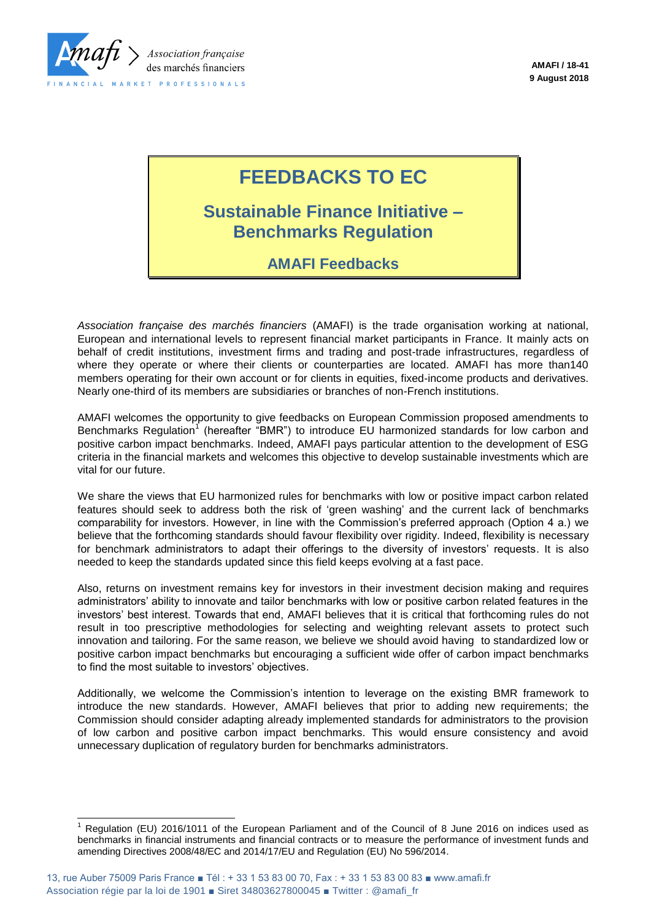AMAFI / 18-41
9 August 2018

# FEEDBACKS TO EC

## Sustainable Finance Initiative – Benchmarks Regulation

### AMAFI Feedbacks

*Association française des marchés financiers* (AMAFI) is the trade organisation working at national, European and international levels to represent financial market participants in France. It mainly acts on behalf of credit institutions, investment firms and trading and post-trade infrastructures, regardless of where they operate or where their clients or counterparties are located. AMAFI has more than140 members operating for their own account or for clients in equities, fixed-income products and derivatives. Nearly one-third of its members are subsidiaries or branches of non-French institutions.

AMAFI welcomes the opportunity to give feedbacks on European Commission proposed amendments to Benchmarks Regulation[1] (hereafter "BMR") to introduce EU harmonized standards for low carbon and positive carbon impact benchmarks. Indeed, AMAFI pays particular attention to the development of ESG criteria in the financial markets and welcomes this objective to develop sustainable investments which are vital for our future.

We share the views that EU harmonized rules for benchmarks with low or positive impact carbon related features should seek to address both the risk of 'green washing' and the current lack of benchmarks comparability for investors. However, in line with the Commission's preferred approach (Option 4 a.) we believe that the forthcoming standards should favour flexibility over rigidity. Indeed, flexibility is necessary for benchmark administrators to adapt their offerings to the diversity of investors' requests. It is also needed to keep the standards updated since this field keeps evolving at a fast pace.

Also, returns on investment remains key for investors in their investment decision making and requires administrators' ability to innovate and tailor benchmarks with low or positive carbon related features in the investors' best interest. Towards that end, AMAFI believes that it is critical that forthcoming rules do not result in too prescriptive methodologies for selecting and weighting relevant assets to protect such innovation and tailoring. For the same reason, we believe we should avoid having to standardized low or positive carbon impact benchmarks but encouraging a sufficient wide offer of carbon impact benchmarks to find the most suitable to investors' objectives.

Additionally, we welcome the Commission's intention to leverage on the existing BMR framework to introduce the new standards. However, AMAFI believes that prior to adding new requirements; the Commission should consider adapting already implemented standards for administrators to the provision of low carbon and positive carbon impact benchmarks. This would ensure consistency and avoid unnecessary duplication of regulatory burden for benchmarks administrators.

[1] Regulation (EU) 2016/1011 of the European Parliament and of the Council of 8 June 2016 on indices used as benchmarks in financial instruments and financial contracts or to measure the performance of investment funds and amending Directives 2008/48/EC and 2014/17/EU and Regulation (EU) No 596/2014.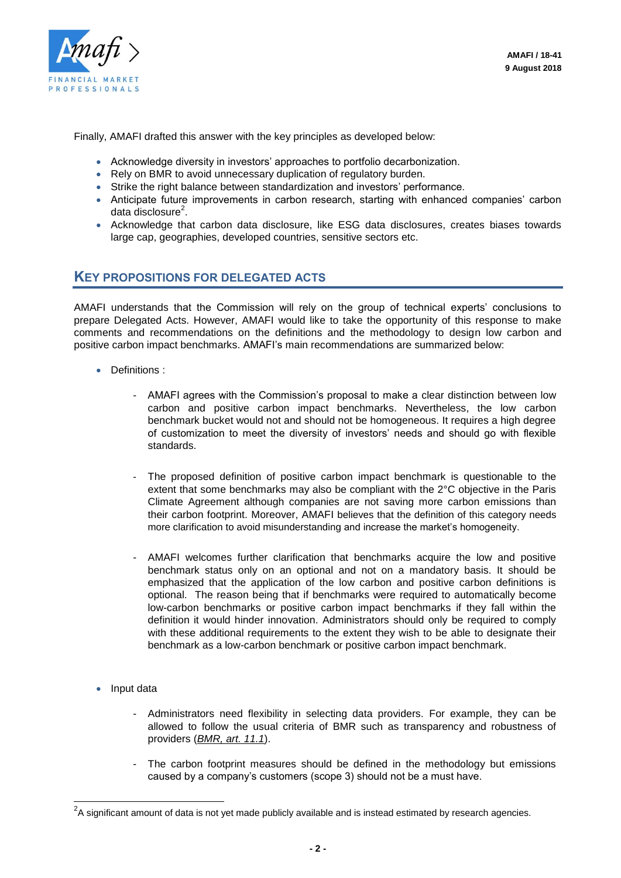Finally, AMAFI drafted this answer with the key principles as developed below:

- Acknowledge diversity in investors' approaches to portfolio decarbonization.
- Rely on BMR to avoid unnecessary duplication of regulatory burden.
- Strike the right balance between standardization and investors' performance.
- Anticipate future improvements in carbon research, starting with enhanced companies' carbon data disclosure[2].
- Acknowledge that carbon data disclosure, like ESG data disclosures, creates biases towards large cap, geographies, developed countries, sensitive sectors etc.

## KEY PROPOSITIONS FOR DELEGATED ACTS

AMAFI understands that the Commission will rely on the group of technical experts' conclusions to prepare Delegated Acts. However, AMAFI would like to take the opportunity of this response to make comments and recommendations on the definitions and the methodology to design low carbon and positive carbon impact benchmarks. AMAFI's main recommendations are summarized below:

- Definitions :
  - AMAFI agrees with the Commission's proposal to make a clear distinction between low carbon and positive carbon impact benchmarks. Nevertheless, the low carbon benchmark bucket would not and should not be homogeneous. It requires a high degree of customization to meet the diversity of investors' needs and should go with flexible standards.
  - The proposed definition of positive carbon impact benchmark is questionable to the extent that some benchmarks may also be compliant with the 2°C objective in the Paris Climate Agreement although companies are not saving more carbon emissions than their carbon footprint. Moreover, AMAFI believes that the definition of this category needs more clarification to avoid misunderstanding and increase the market's homogeneity.
  - AMAFI welcomes further clarification that benchmarks acquire the low and positive benchmark status only on an optional and not on a mandatory basis. It should be emphasized that the application of the low carbon and positive carbon definitions is optional. The reason being that if benchmarks were required to automatically become low-carbon benchmarks or positive carbon impact benchmarks if they fall within the definition it would hinder innovation. Administrators should only be required to comply with these additional requirements to the extent they wish to be able to designate their benchmark as a low-carbon benchmark or positive carbon impact benchmark.

- Input data
  - Administrators need flexibility in selecting data providers. For example, they can be allowed to follow the usual criteria of BMR such as transparency and robustness of providers (*BMR, art. 11.1*).
  - The carbon footprint measures should be defined in the methodology but emissions caused by a company's customers (scope 3) should not be a must have.

[2] A significant amount of data is not yet made publicly available and is instead estimated by research agencies.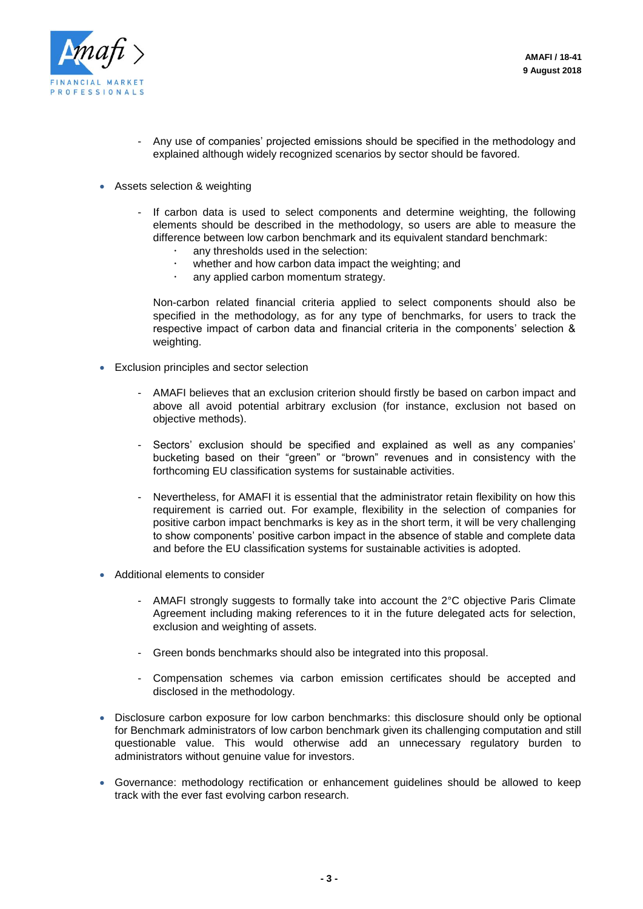- Any use of companies' projected emissions should be specified in the methodology and explained although widely recognized scenarios by sector should be favored.

- Assets selection & weighting

    - If carbon data is used to select components and determine weighting, the following elements should be described in the methodology, so users are able to measure the difference between low carbon benchmark and its equivalent standard benchmark:
        - any thresholds used in the selection:
        - whether and how carbon data impact the weighting; and
        - any applied carbon momentum strategy.

      Non-carbon related financial criteria applied to select components should also be specified in the methodology, as for any type of benchmarks, for users to track the respective impact of carbon data and financial criteria in the components' selection & weighting.

- Exclusion principles and sector selection

    - AMAFI believes that an exclusion criterion should firstly be based on carbon impact and above all avoid potential arbitrary exclusion (for instance, exclusion not based on objective methods).

    - Sectors' exclusion should be specified and explained as well as any companies' bucketing based on their "green" or "brown" revenues and in consistency with the forthcoming EU classification systems for sustainable activities.

    - Nevertheless, for AMAFI it is essential that the administrator retain flexibility on how this requirement is carried out. For example, flexibility in the selection of companies for positive carbon impact benchmarks is key as in the short term, it will be very challenging to show components' positive carbon impact in the absence of stable and complete data and before the EU classification systems for sustainable activities is adopted.

- Additional elements to consider

    - AMAFI strongly suggests to formally take into account the 2°C objective Paris Climate Agreement including making references to it in the future delegated acts for selection, exclusion and weighting of assets.

    - Green bonds benchmarks should also be integrated into this proposal.

    - Compensation schemes via carbon emission certificates should be accepted and disclosed in the methodology.

- Disclosure carbon exposure for low carbon benchmarks: this disclosure should only be optional for Benchmark administrators of low carbon benchmark given its challenging computation and still questionable value. This would otherwise add an unnecessary regulatory burden to administrators without genuine value for investors.

- Governance: methodology rectification or enhancement guidelines should be allowed to keep track with the ever fast evolving carbon research.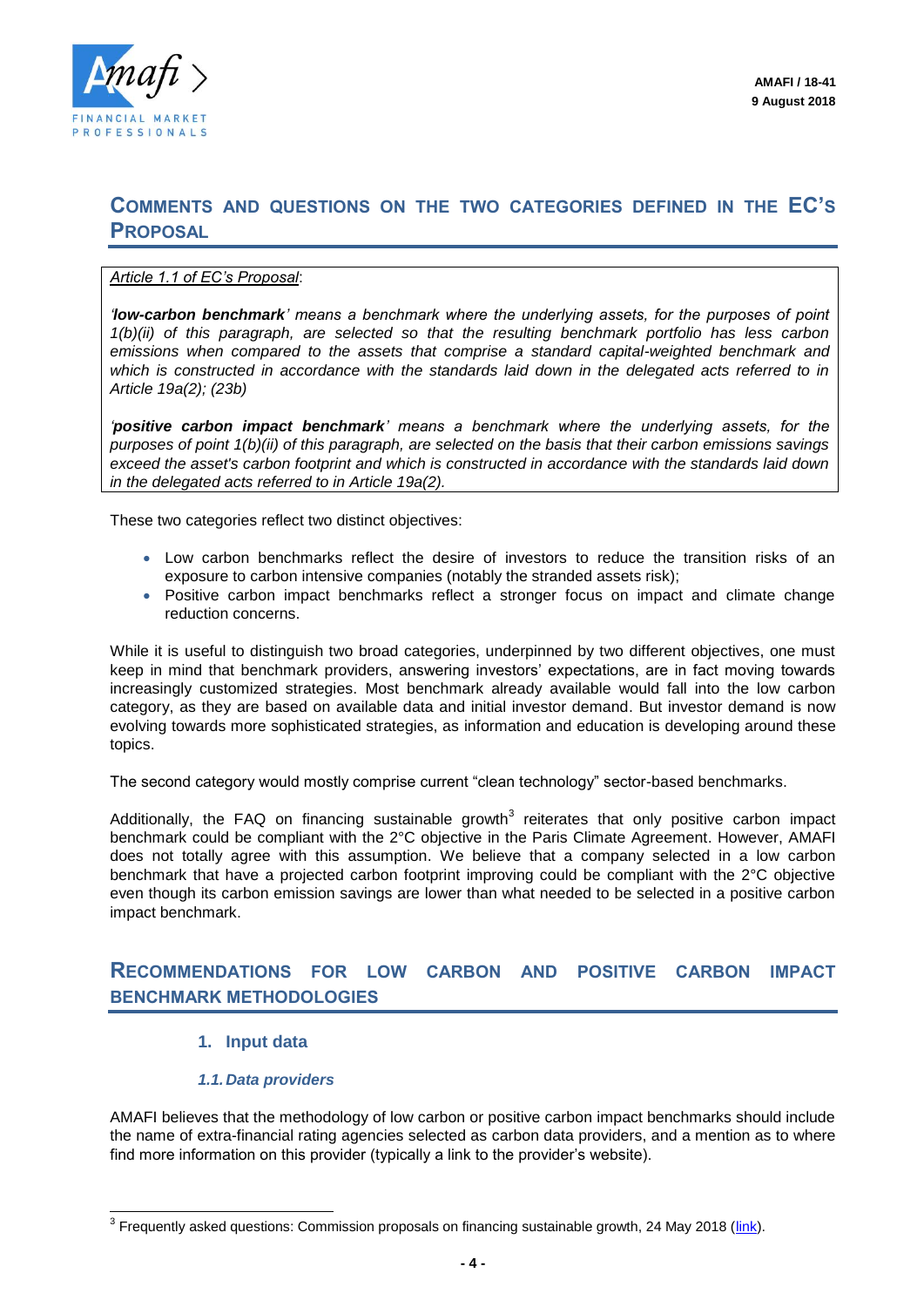## COMMENTS AND QUESTIONS ON THE TWO CATEGORIES DEFINED IN THE EC'S PROPOSAL

*Article 1.1 of EC's Proposal*:

*'**low-carbon benchmark**' means a benchmark where the underlying assets, for the purposes of point 1(b)(ii) of this paragraph, are selected so that the resulting benchmark portfolio has less carbon emissions when compared to the assets that comprise a standard capital-weighted benchmark and which is constructed in accordance with the standards laid down in the delegated acts referred to in Article 19a(2); (23b)*

*'**positive carbon impact benchmark**' means a benchmark where the underlying assets, for the purposes of point 1(b)(ii) of this paragraph, are selected on the basis that their carbon emissions savings exceed the asset's carbon footprint and which is constructed in accordance with the standards laid down in the delegated acts referred to in Article 19a(2).*

These two categories reflect two distinct objectives:

- Low carbon benchmarks reflect the desire of investors to reduce the transition risks of an exposure to carbon intensive companies (notably the stranded assets risk);
- Positive carbon impact benchmarks reflect a stronger focus on impact and climate change reduction concerns.

While it is useful to distinguish two broad categories, underpinned by two different objectives, one must keep in mind that benchmark providers, answering investors' expectations, are in fact moving towards increasingly customized strategies. Most benchmark already available would fall into the low carbon category, as they are based on available data and initial investor demand. But investor demand is now evolving towards more sophisticated strategies, as information and education is developing around these topics.

The second category would mostly comprise current "clean technology" sector-based benchmarks.

Additionally, the FAQ on financing sustainable growth[3] reiterates that only positive carbon impact benchmark could be compliant with the 2°C objective in the Paris Climate Agreement. However, AMAFI does not totally agree with this assumption. We believe that a company selected in a low carbon benchmark that have a projected carbon footprint improving could be compliant with the 2°C objective even though its carbon emission savings are lower than what needed to be selected in a positive carbon impact benchmark.

## RECOMMENDATIONS FOR LOW CARBON AND POSITIVE CARBON IMPACT BENCHMARK METHODOLOGIES

### 1. Input data

#### *1.1. Data providers*

AMAFI believes that the methodology of low carbon or positive carbon impact benchmarks should include the name of extra-financial rating agencies selected as carbon data providers, and a mention as to where find more information on this provider (typically a link to the provider's website).

[3] Frequently asked questions: Commission proposals on financing sustainable growth, 24 May 2018 (link).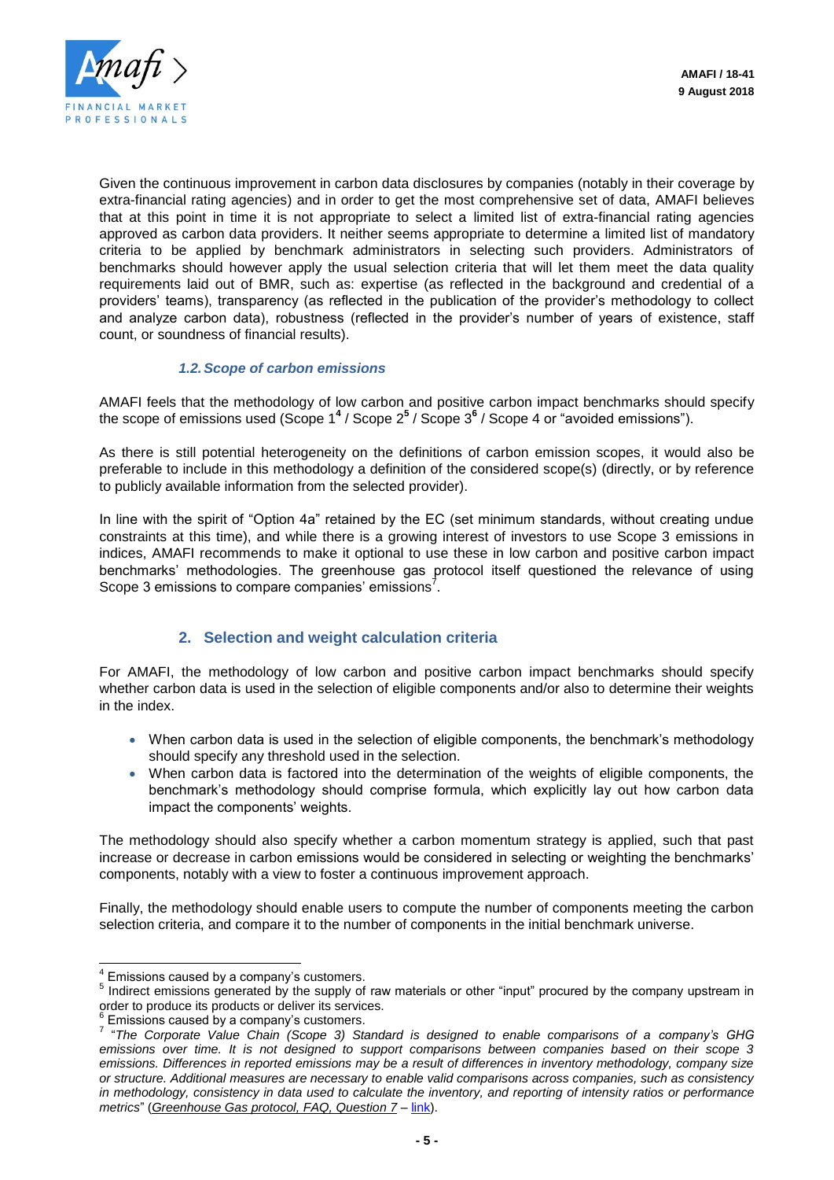Given the continuous improvement in carbon data disclosures by companies (notably in their coverage by extra-financial rating agencies) and in order to get the most comprehensive set of data, AMAFI believes that at this point in time it is not appropriate to select a limited list of extra-financial rating agencies approved as carbon data providers. It neither seems appropriate to determine a limited list of mandatory criteria to be applied by benchmark administrators in selecting such providers. Administrators of benchmarks should however apply the usual selection criteria that will let them meet the data quality requirements laid out of BMR, such as: expertise (as reflected in the background and credential of a providers' teams), transparency (as reflected in the publication of the provider's methodology to collect and analyze carbon data), robustness (reflected in the provider's number of years of existence, staff count, or soundness of financial results).

### *1.2. Scope of carbon emissions*

AMAFI feels that the methodology of low carbon and positive carbon impact benchmarks should specify the scope of emissions used (Scope 1[4] / Scope 2[5] / Scope 3[6] / Scope 4 or "avoided emissions").

As there is still potential heterogeneity on the definitions of carbon emission scopes, it would also be preferable to include in this methodology a definition of the considered scope(s) (directly, or by reference to publicly available information from the selected provider).

In line with the spirit of "Option 4a" retained by the EC (set minimum standards, without creating undue constraints at this time), and while there is a growing interest of investors to use Scope 3 emissions in indices, AMAFI recommends to make it optional to use these in low carbon and positive carbon impact benchmarks' methodologies. The greenhouse gas protocol itself questioned the relevance of using Scope 3 emissions to compare companies' emissions[7].

## 2. Selection and weight calculation criteria

For AMAFI, the methodology of low carbon and positive carbon impact benchmarks should specify whether carbon data is used in the selection of eligible components and/or also to determine their weights in the index.

- When carbon data is used in the selection of eligible components, the benchmark's methodology should specify any threshold used in the selection.
- When carbon data is factored into the determination of the weights of eligible components, the benchmark's methodology should comprise formula, which explicitly lay out how carbon data impact the components' weights.

The methodology should also specify whether a carbon momentum strategy is applied, such that past increase or decrease in carbon emissions would be considered in selecting or weighting the benchmarks' components, notably with a view to foster a continuous improvement approach.

Finally, the methodology should enable users to compute the number of components meeting the carbon selection criteria, and compare it to the number of components in the initial benchmark universe.

---

[4] Emissions caused by a company's customers.

[5] Indirect emissions generated by the supply of raw materials or other "input" procured by the company upstream in order to produce its products or deliver its services.

[6] Emissions caused by a company's customers.

[7] "*The Corporate Value Chain (Scope 3) Standard is designed to enable comparisons of a company's GHG emissions over time. It is not designed to support comparisons between companies based on their scope 3 emissions. Differences in reported emissions may be a result of differences in inventory methodology, company size or structure. Additional measures are necessary to enable valid comparisons across companies, such as consistency in methodology, consistency in data used to calculate the inventory, and reporting of intensity ratios or performance metrics*" (*Greenhouse Gas protocol, FAQ, Question 7* – link).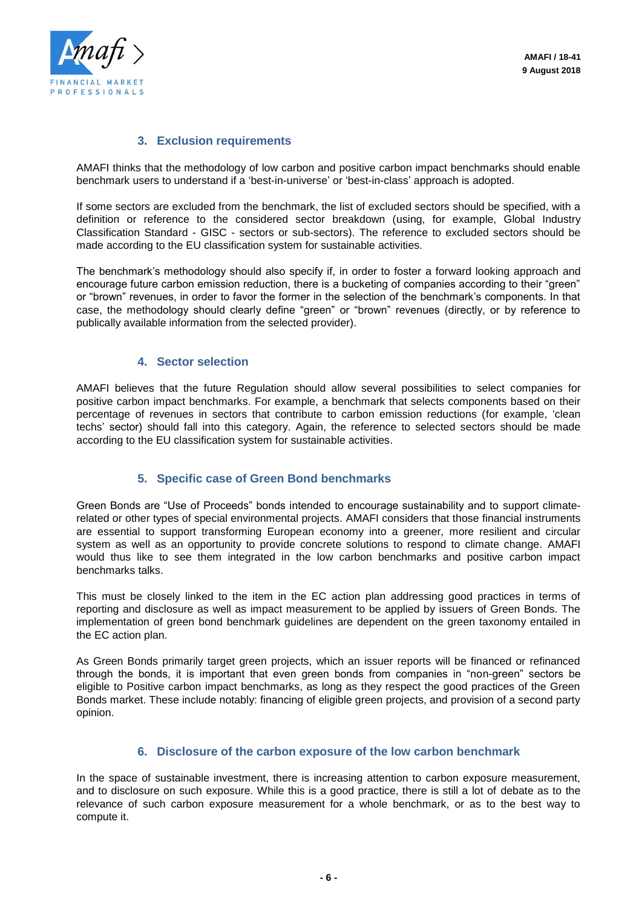## 3. Exclusion requirements

AMAFI thinks that the methodology of low carbon and positive carbon impact benchmarks should enable benchmark users to understand if a 'best-in-universe' or 'best-in-class' approach is adopted.

If some sectors are excluded from the benchmark, the list of excluded sectors should be specified, with a definition or reference to the considered sector breakdown (using, for example, Global Industry Classification Standard - GISC - sectors or sub-sectors). The reference to excluded sectors should be made according to the EU classification system for sustainable activities.

The benchmark's methodology should also specify if, in order to foster a forward looking approach and encourage future carbon emission reduction, there is a bucketing of companies according to their "green" or "brown" revenues, in order to favor the former in the selection of the benchmark's components. In that case, the methodology should clearly define "green" or "brown" revenues (directly, or by reference to publically available information from the selected provider).

## 4. Sector selection

AMAFI believes that the future Regulation should allow several possibilities to select companies for positive carbon impact benchmarks. For example, a benchmark that selects components based on their percentage of revenues in sectors that contribute to carbon emission reductions (for example, 'clean techs' sector) should fall into this category. Again, the reference to selected sectors should be made according to the EU classification system for sustainable activities.

## 5. Specific case of Green Bond benchmarks

Green Bonds are "Use of Proceeds" bonds intended to encourage sustainability and to support climate-related or other types of special environmental projects. AMAFI considers that those financial instruments are essential to support transforming European economy into a greener, more resilient and circular system as well as an opportunity to provide concrete solutions to respond to climate change. AMAFI would thus like to see them integrated in the low carbon benchmarks and positive carbon impact benchmarks talks.

This must be closely linked to the item in the EC action plan addressing good practices in terms of reporting and disclosure as well as impact measurement to be applied by issuers of Green Bonds. The implementation of green bond benchmark guidelines are dependent on the green taxonomy entailed in the EC action plan.

As Green Bonds primarily target green projects, which an issuer reports will be financed or refinanced through the bonds, it is important that even green bonds from companies in "non-green" sectors be eligible to Positive carbon impact benchmarks, as long as they respect the good practices of the Green Bonds market. These include notably: financing of eligible green projects, and provision of a second party opinion.

## 6. Disclosure of the carbon exposure of the low carbon benchmark

In the space of sustainable investment, there is increasing attention to carbon exposure measurement, and to disclosure on such exposure. While this is a good practice, there is still a lot of debate as to the relevance of such carbon exposure measurement for a whole benchmark, or as to the best way to compute it.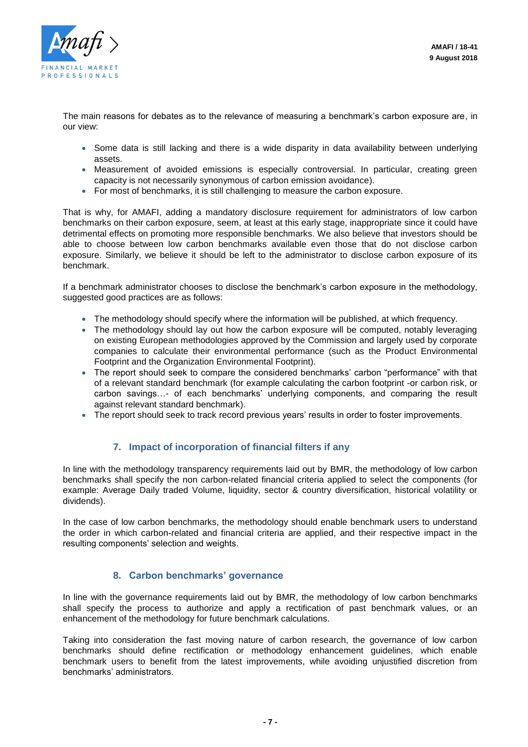The main reasons for debates as to the relevance of measuring a benchmark's carbon exposure are, in our view:

- Some data is still lacking and there is a wide disparity in data availability between underlying assets.
- Measurement of avoided emissions is especially controversial. In particular, creating green capacity is not necessarily synonymous of carbon emission avoidance).
- For most of benchmarks, it is still challenging to measure the carbon exposure.

That is why, for AMAFI, adding a mandatory disclosure requirement for administrators of low carbon benchmarks on their carbon exposure, seem, at least at this early stage, inappropriate since it could have detrimental effects on promoting more responsible benchmarks. We also believe that investors should be able to choose between low carbon benchmarks available even those that do not disclose carbon exposure. Similarly, we believe it should be left to the administrator to disclose carbon exposure of its benchmark.

If a benchmark administrator chooses to disclose the benchmark's carbon exposure in the methodology, suggested good practices are as follows:

- The methodology should specify where the information will be published, at which frequency.
- The methodology should lay out how the carbon exposure will be computed, notably leveraging on existing European methodologies approved by the Commission and largely used by corporate companies to calculate their environmental performance (such as the Product Environmental Footprint and the Organization Environmental Footprint).
- The report should seek to compare the considered benchmarks' carbon "performance" with that of a relevant standard benchmark (for example calculating the carbon footprint -or carbon risk, or carbon savings…- of each benchmarks' underlying components, and comparing the result against relevant standard benchmark).
- The report should seek to track record previous years' results in order to foster improvements.

## 7. Impact of incorporation of financial filters if any

In line with the methodology transparency requirements laid out by BMR, the methodology of low carbon benchmarks shall specify the non carbon-related financial criteria applied to select the components (for example: Average Daily traded Volume, liquidity, sector & country diversification, historical volatility or dividends).

In the case of low carbon benchmarks, the methodology should enable benchmark users to understand the order in which carbon-related and financial criteria are applied, and their respective impact in the resulting components' selection and weights.

## 8. Carbon benchmarks' governance

In line with the governance requirements laid out by BMR, the methodology of low carbon benchmarks shall specify the process to authorize and apply a rectification of past benchmark values, or an enhancement of the methodology for future benchmark calculations.

Taking into consideration the fast moving nature of carbon research, the governance of low carbon benchmarks should define rectification or methodology enhancement guidelines, which enable benchmark users to benefit from the latest improvements, while avoiding unjustified discretion from benchmarks' administrators.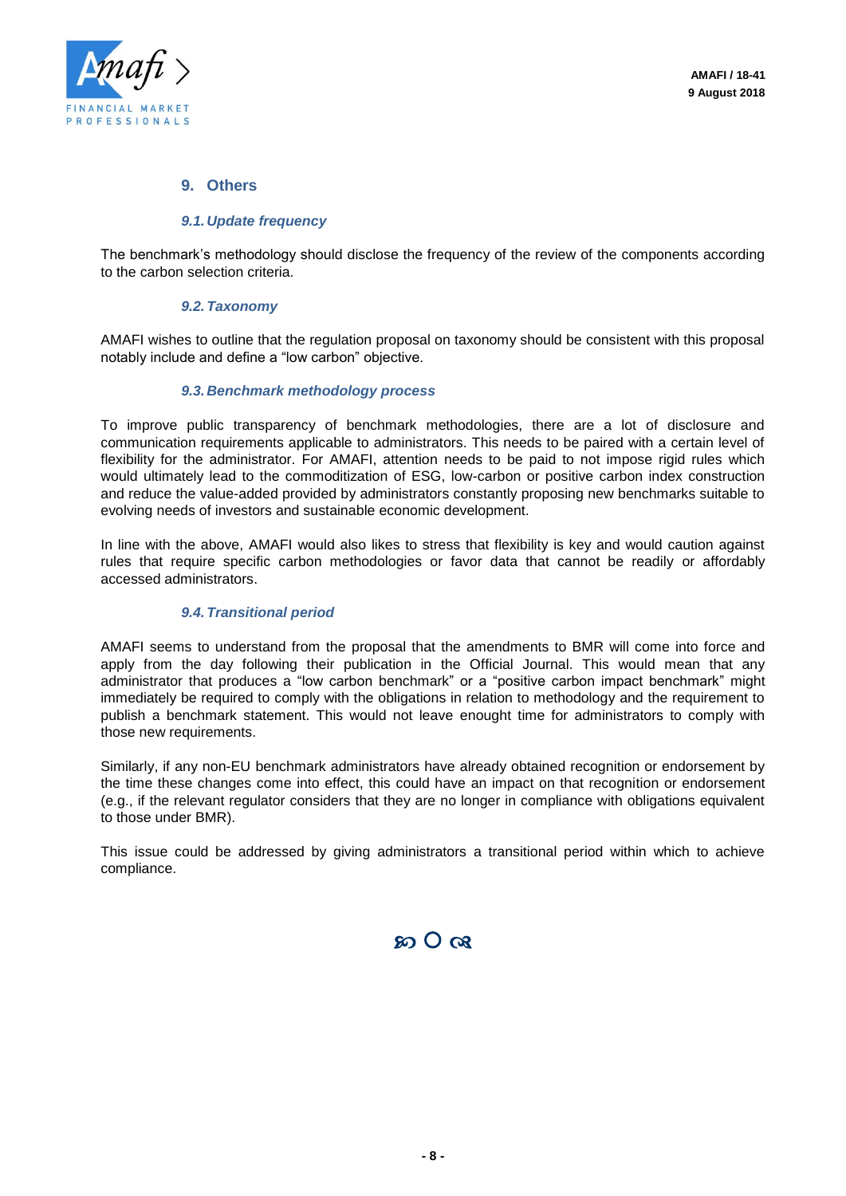## 9. Others

### *9.1. Update frequency*

The benchmark's methodology should disclose the frequency of the review of the components according to the carbon selection criteria.

### *9.2. Taxonomy*

AMAFI wishes to outline that the regulation proposal on taxonomy should be consistent with this proposal notably include and define a "low carbon" objective.

### *9.3. Benchmark methodology process*

To improve public transparency of benchmark methodologies, there are a lot of disclosure and communication requirements applicable to administrators. This needs to be paired with a certain level of flexibility for the administrator. For AMAFI, attention needs to be paid to not impose rigid rules which would ultimately lead to the commoditization of ESG, low-carbon or positive carbon index construction and reduce the value-added provided by administrators constantly proposing new benchmarks suitable to evolving needs of investors and sustainable economic development.

In line with the above, AMAFI would also likes to stress that flexibility is key and would caution against rules that require specific carbon methodologies or favor data that cannot be readily or affordably accessed administrators.

### *9.4. Transitional period*

AMAFI seems to understand from the proposal that the amendments to BMR will come into force and apply from the day following their publication in the Official Journal. This would mean that any administrator that produces a "low carbon benchmark" or a "positive carbon impact benchmark" might immediately be required to comply with the obligations in relation to methodology and the requirement to publish a benchmark statement. This would not leave enought time for administrators to comply with those new requirements.

Similarly, if any non-EU benchmark administrators have already obtained recognition or endorsement by the time these changes come into effect, this could have an impact on that recognition or endorsement (e.g., if the relevant regulator considers that they are no longer in compliance with obligations equivalent to those under BMR).

This issue could be addressed by giving administrators a transitional period within which to achieve compliance.

ꕥ O ꕥ